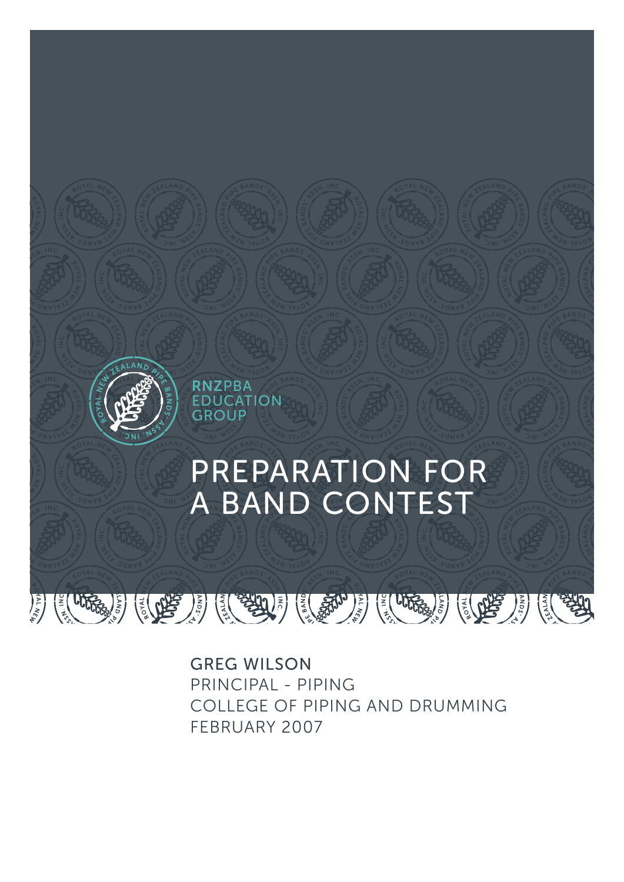RNZPBA
EDUCATION
GROUP

# PREPARATION FOR A BAND CONTEST

GREG WILSON
PRINCIPAL - PIPING
COLLEGE OF PIPING AND DRUMMING
FEBRUARY 2007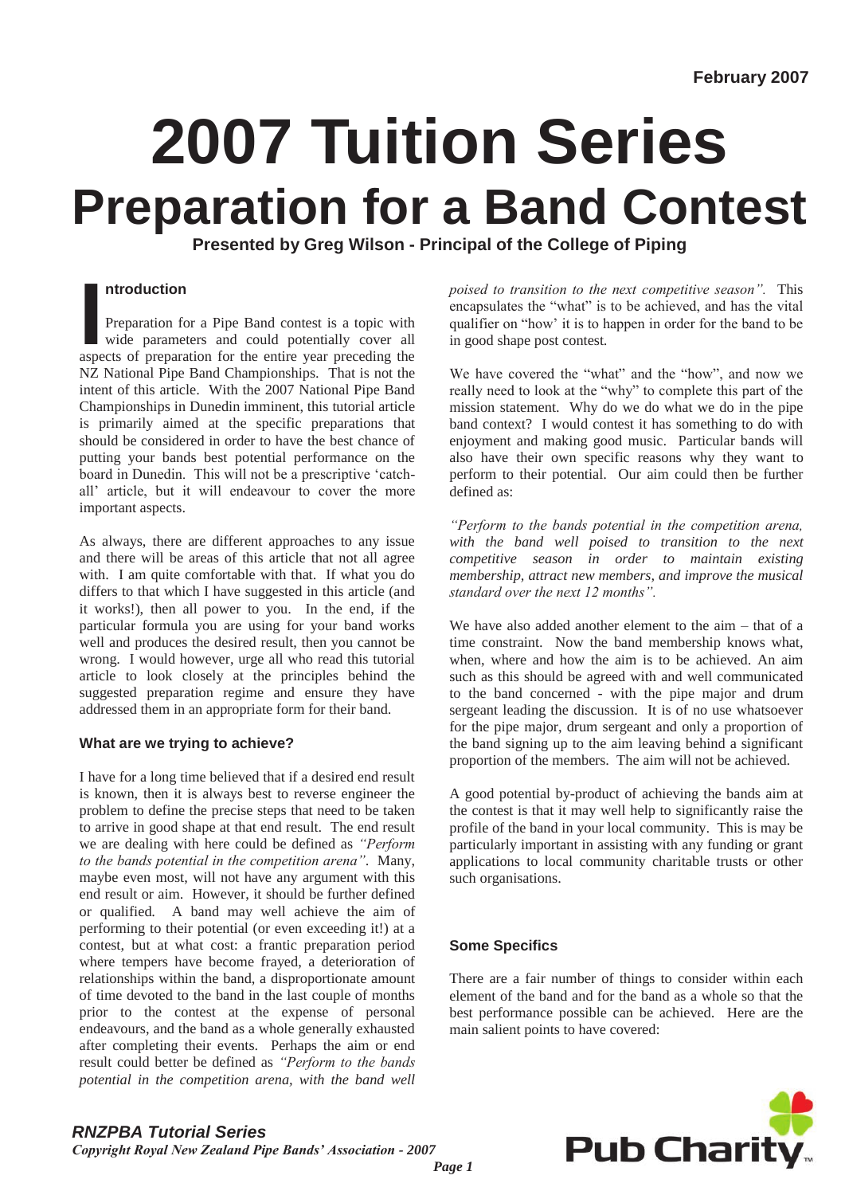February 2007

# 2007 Tuition Series

# Preparation for a Band Contest

**Presented by Greg Wilson - Principal of the College of Piping**

### Introduction

Preparation for a Pipe Band contest is a topic with wide parameters and could potentially cover all aspects of preparation for the entire year preceding the NZ National Pipe Band Championships. That is not the intent of this article. With the 2007 National Pipe Band Championships in Dunedin imminent, this tutorial article is primarily aimed at the specific preparations that should be considered in order to have the best chance of putting your bands best potential performance on the board in Dunedin. This will not be a prescriptive 'catch-all' article, but it will endeavour to cover the more important aspects.

As always, there are different approaches to any issue and there will be areas of this article that not all agree with. I am quite comfortable with that. If what you do differs to that which I have suggested in this article (and it works!), then all power to you. In the end, if the particular formula you are using for your band works well and produces the desired result, then you cannot be wrong. I would however, urge all who read this tutorial article to look closely at the principles behind the suggested preparation regime and ensure they have addressed them in an appropriate form for their band.

### What are we trying to achieve?

I have for a long time believed that if a desired end result is known, then it is always best to reverse engineer the problem to define the precise steps that need to be taken to arrive in good shape at that end result. The end result we are dealing with here could be defined as *"Perform to the bands potential in the competition arena"*. Many, maybe even most, will not have any argument with this end result or aim. However, it should be further defined or qualified. A band may well achieve the aim of performing to their potential (or even exceeding it!) at a contest, but at what cost: a frantic preparation period where tempers have become frayed, a deterioration of relationships within the band, a disproportionate amount of time devoted to the band in the last couple of months prior to the contest at the expense of personal endeavours, and the band as a whole generally exhausted after completing their events. Perhaps the aim or end result could better be defined as *"Perform to the bands potential in the competition arena, with the band well poised to transition to the next competitive season".* This encapsulates the "what" is to be achieved, and has the vital qualifier on "how' it is to happen in order for the band to be in good shape post contest.

We have covered the "what" and the "how", and now we really need to look at the "why" to complete this part of the mission statement. Why do we do what we do in the pipe band context? I would contest it has something to do with enjoyment and making good music. Particular bands will also have their own specific reasons why they want to perform to their potential. Our aim could then be further defined as:

*"Perform to the bands potential in the competition arena, with the band well poised to transition to the next competitive season in order to maintain existing membership, attract new members, and improve the musical standard over the next 12 months".*

We have also added another element to the aim – that of a time constraint. Now the band membership knows what, when, where and how the aim is to be achieved. An aim such as this should be agreed with and well communicated to the band concerned - with the pipe major and drum sergeant leading the discussion. It is of no use whatsoever for the pipe major, drum sergeant and only a proportion of the band signing up to the aim leaving behind a significant proportion of the members. The aim will not be achieved.

A good potential by-product of achieving the bands aim at the contest is that it may well help to significantly raise the profile of the band in your local community. This is may be particularly important in assisting with any funding or grant applications to local community charitable trusts or other such organisations.

### Some Specifics

There are a fair number of things to consider within each element of the band and for the band as a whole so that the best performance possible can be achieved. Here are the main salient points to have covered: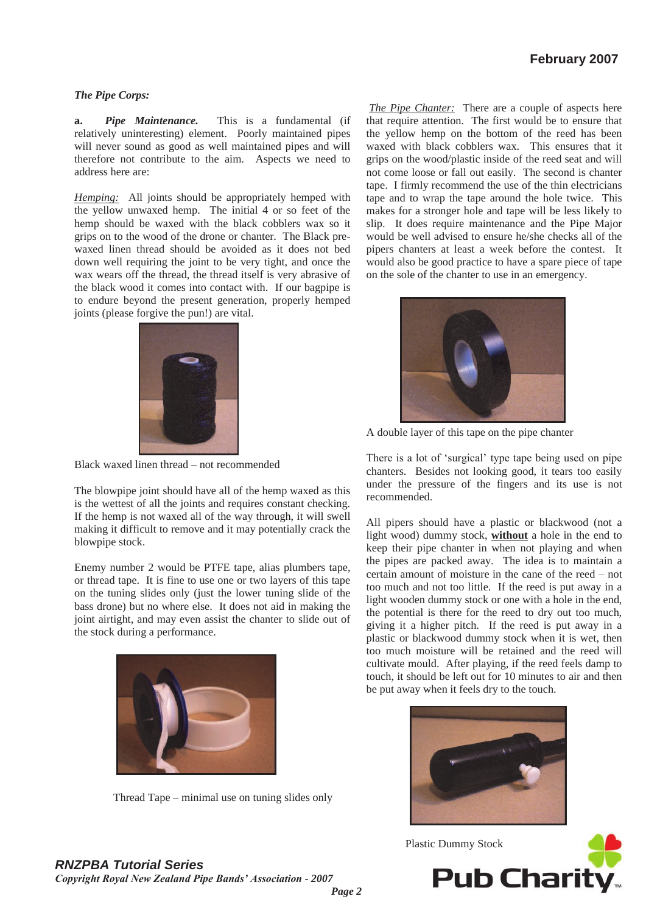*The Pipe Corps:*

**a.** ***Pipe Maintenance.*** This is a fundamental (if relatively uninteresting) element. Poorly maintained pipes will never sound as good as well maintained pipes and will therefore not contribute to the aim. Aspects we need to address here are:

*Hemping:* All joints should be appropriately hemped with the yellow unwaxed hemp. The initial 4 or so feet of the hemp should be waxed with the black cobblers wax so it grips on to the wood of the drone or chanter. The Black pre-waxed linen thread should be avoided as it does not bed down well requiring the joint to be very tight, and once the wax wears off the thread, the thread itself is very abrasive of the black wood it comes into contact with. If our bagpipe is to endure beyond the present generation, properly hemped joints (please forgive the pun!) are vital.

Black waxed linen thread – not recommended

The blowpipe joint should have all of the hemp waxed as this is the wettest of all the joints and requires constant checking. If the hemp is not waxed all of the way through, it will swell making it difficult to remove and it may potentially crack the blowpipe stock.

Enemy number 2 would be PTFE tape, alias plumbers tape, or thread tape. It is fine to use one or two layers of this tape on the tuning slides only (just the lower tuning slide of the bass drone) but no where else. It does not aid in making the joint airtight, and may even assist the chanter to slide out of the stock during a performance.

Thread Tape – minimal use on tuning slides only

*The Pipe Chanter:* There are a couple of aspects here that require attention. The first would be to ensure that the yellow hemp on the bottom of the reed has been waxed with black cobblers wax. This ensures that it grips on the wood/plastic inside of the reed seat and will not come loose or fall out easily. The second is chanter tape. I firmly recommend the use of the thin electricians tape and to wrap the tape around the hole twice. This makes for a stronger hole and tape will be less likely to slip. It does require maintenance and the Pipe Major would be well advised to ensure he/she checks all of the pipers chanters at least a week before the contest. It would also be good practice to have a spare piece of tape on the sole of the chanter to use in an emergency.

A double layer of this tape on the pipe chanter

There is a lot of 'surgical' type tape being used on pipe chanters. Besides not looking good, it tears too easily under the pressure of the fingers and its use is not recommended.

All pipers should have a plastic or blackwood (not a light wood) dummy stock, **without** a hole in the end to keep their pipe chanter in when not playing and when the pipes are packed away. The idea is to maintain a certain amount of moisture in the cane of the reed – not too much and not too little. If the reed is put away in a light wooden dummy stock or one with a hole in the end, the potential is there for the reed to dry out too much, giving it a higher pitch. If the reed is put away in a plastic or blackwood dummy stock when it is wet, then too much moisture will be retained and the reed will cultivate mould. After playing, if the reed feels damp to touch, it should be left out for 10 minutes to air and then be put away when it feels dry to the touch.

Plastic Dummy Stock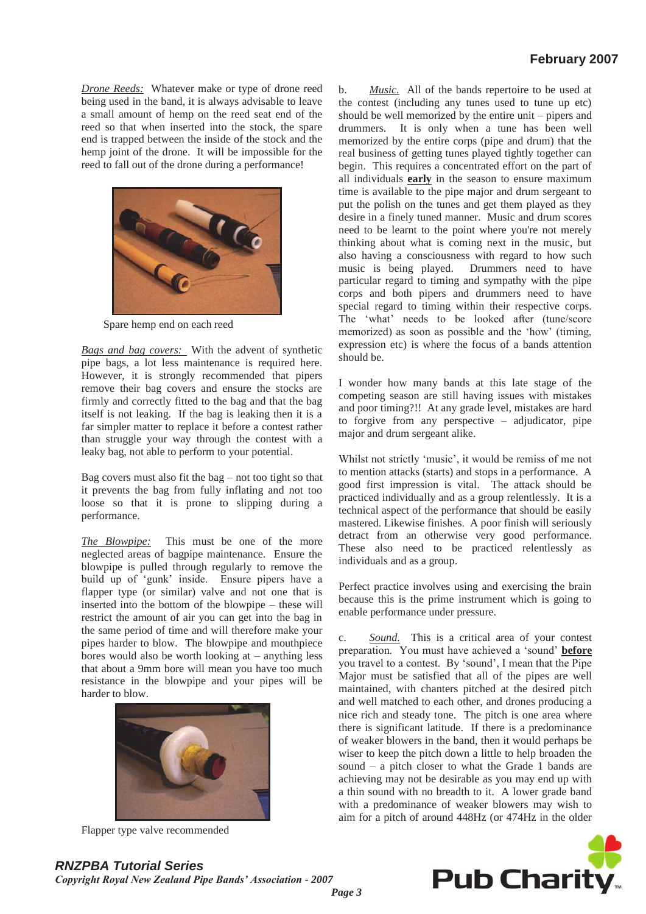*Drone Reeds:* Whatever make or type of drone reed being used in the band, it is always advisable to leave a small amount of hemp on the reed seat end of the reed so that when inserted into the stock, the spare end is trapped between the inside of the stock and the hemp joint of the drone. It will be impossible for the reed to fall out of the drone during a performance!

Spare hemp end on each reed

*Bags and bag covers:* With the advent of synthetic pipe bags, a lot less maintenance is required here. However, it is strongly recommended that pipers remove their bag covers and ensure the stocks are firmly and correctly fitted to the bag and that the bag itself is not leaking. If the bag is leaking then it is a far simpler matter to replace it before a contest rather than struggle your way through the contest with a leaky bag, not able to perform to your potential.

Bag covers must also fit the bag – not too tight so that it prevents the bag from fully inflating and not too loose so that it is prone to slipping during a performance.

*The Blowpipe:* This must be one of the more neglected areas of bagpipe maintenance. Ensure the blowpipe is pulled through regularly to remove the build up of 'gunk' inside. Ensure pipers have a flapper type (or similar) valve and not one that is inserted into the bottom of the blowpipe – these will restrict the amount of air you can get into the bag in the same period of time and will therefore make your pipes harder to blow. The blowpipe and mouthpiece bores would also be worth looking at – anything less that about a 9mm bore will mean you have too much resistance in the blowpipe and your pipes will be harder to blow.

Flapper type valve recommended

b. *Music.* All of the bands repertoire to be used at the contest (including any tunes used to tune up etc) should be well memorized by the entire unit – pipers and drummers. It is only when a tune has been well memorized by the entire corps (pipe and drum) that the real business of getting tunes played tightly together can begin. This requires a concentrated effort on the part of all individuals **early** in the season to ensure maximum time is available to the pipe major and drum sergeant to put the polish on the tunes and get them played as they desire in a finely tuned manner. Music and drum scores need to be learnt to the point where you're not merely thinking about what is coming next in the music, but also having a consciousness with regard to how such music is being played. Drummers need to have particular regard to timing and sympathy with the pipe corps and both pipers and drummers need to have special regard to timing within their respective corps. The 'what' needs to be looked after (tune/score memorized) as soon as possible and the 'how' (timing, expression etc) is where the focus of a bands attention should be.

I wonder how many bands at this late stage of the competing season are still having issues with mistakes and poor timing?!! At any grade level, mistakes are hard to forgive from any perspective – adjudicator, pipe major and drum sergeant alike.

Whilst not strictly 'music', it would be remiss of me not to mention attacks (starts) and stops in a performance. A good first impression is vital. The attack should be practiced individually and as a group relentlessly. It is a technical aspect of the performance that should be easily mastered. Likewise finishes. A poor finish will seriously detract from an otherwise very good performance. These also need to be practiced relentlessly as individuals and as a group.

Perfect practice involves using and exercising the brain because this is the prime instrument which is going to enable performance under pressure.

c. *Sound.* This is a critical area of your contest preparation. You must have achieved a 'sound' **before** you travel to a contest. By 'sound', I mean that the Pipe Major must be satisfied that all of the pipes are well maintained, with chanters pitched at the desired pitch and well matched to each other, and drones producing a nice rich and steady tone. The pitch is one area where there is significant latitude. If there is a predominance of weaker blowers in the band, then it would perhaps be wiser to keep the pitch down a little to help broaden the sound – a pitch closer to what the Grade 1 bands are achieving may not be desirable as you may end up with a thin sound with no breadth to it. A lower grade band with a predominance of weaker blowers may wish to aim for a pitch of around 448Hz (or 474Hz in the older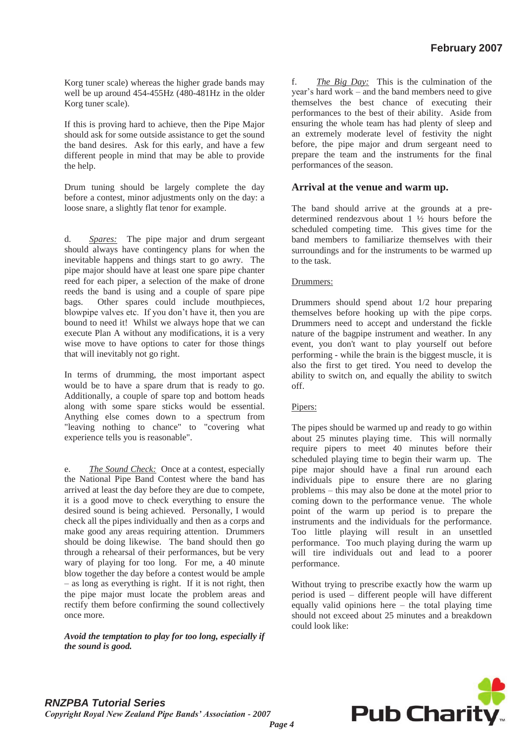Korg tuner scale) whereas the higher grade bands may well be up around 454-455Hz (480-481Hz in the older Korg tuner scale).

If this is proving hard to achieve, then the Pipe Major should ask for some outside assistance to get the sound the band desires. Ask for this early, and have a few different people in mind that may be able to provide the help.

Drum tuning should be largely complete the day before a contest, minor adjustments only on the day: a loose snare, a slightly flat tenor for example.

d. *Spares:* The pipe major and drum sergeant should always have contingency plans for when the inevitable happens and things start to go awry. The pipe major should have at least one spare pipe chanter reed for each piper, a selection of the make of drone reeds the band is using and a couple of spare pipe bags. Other spares could include mouthpieces, blowpipe valves etc. If you don't have it, then you are bound to need it! Whilst we always hope that we can execute Plan A without any modifications, it is a very wise move to have options to cater for those things that will inevitably not go right.

In terms of drumming, the most important aspect would be to have a spare drum that is ready to go. Additionally, a couple of spare top and bottom heads along with some spare sticks would be essential. Anything else comes down to a spectrum from "leaving nothing to chance" to "covering what experience tells you is reasonable".

e. *The Sound Check:* Once at a contest, especially the National Pipe Band Contest where the band has arrived at least the day before they are due to compete, it is a good move to check everything to ensure the desired sound is being achieved. Personally, I would check all the pipes individually and then as a corps and make good any areas requiring attention. Drummers should be doing likewise. The band should then go through a rehearsal of their performances, but be very wary of playing for too long. For me, a 40 minute blow together the day before a contest would be ample – as long as everything is right. If it is not right, then the pipe major must locate the problem areas and rectify them before confirming the sound collectively once more.

***Avoid the temptation to play for too long, especially if the sound is good.***

f. *The Big Day:* This is the culmination of the year's hard work – and the band members need to give themselves the best chance of executing their performances to the best of their ability. Aside from ensuring the whole team has had plenty of sleep and an extremely moderate level of festivity the night before, the pipe major and drum sergeant need to prepare the team and the instruments for the final performances of the season.

## Arrival at the venue and warm up.

The band should arrive at the grounds at a pre-determined rendezvous about 1 ½ hours before the scheduled competing time. This gives time for the band members to familiarize themselves with their surroundings and for the instruments to be warmed up to the task.

Drummers:

Drummers should spend about 1/2 hour preparing themselves before hooking up with the pipe corps. Drummers need to accept and understand the fickle nature of the bagpipe instrument and weather. In any event, you don't want to play yourself out before performing - while the brain is the biggest muscle, it is also the first to get tired. You need to develop the ability to switch on, and equally the ability to switch off.

Pipers:

The pipes should be warmed up and ready to go within about 25 minutes playing time. This will normally require pipers to meet 40 minutes before their scheduled playing time to begin their warm up. The pipe major should have a final run around each individuals pipe to ensure there are no glaring problems – this may also be done at the motel prior to coming down to the performance venue. The whole point of the warm up period is to prepare the instruments and the individuals for the performance. Too little playing will result in an unsettled performance. Too much playing during the warm up will tire individuals out and lead to a poorer performance.

Without trying to prescribe exactly how the warm up period is used – different people will have different equally valid opinions here – the total playing time should not exceed about 25 minutes and a breakdown could look like: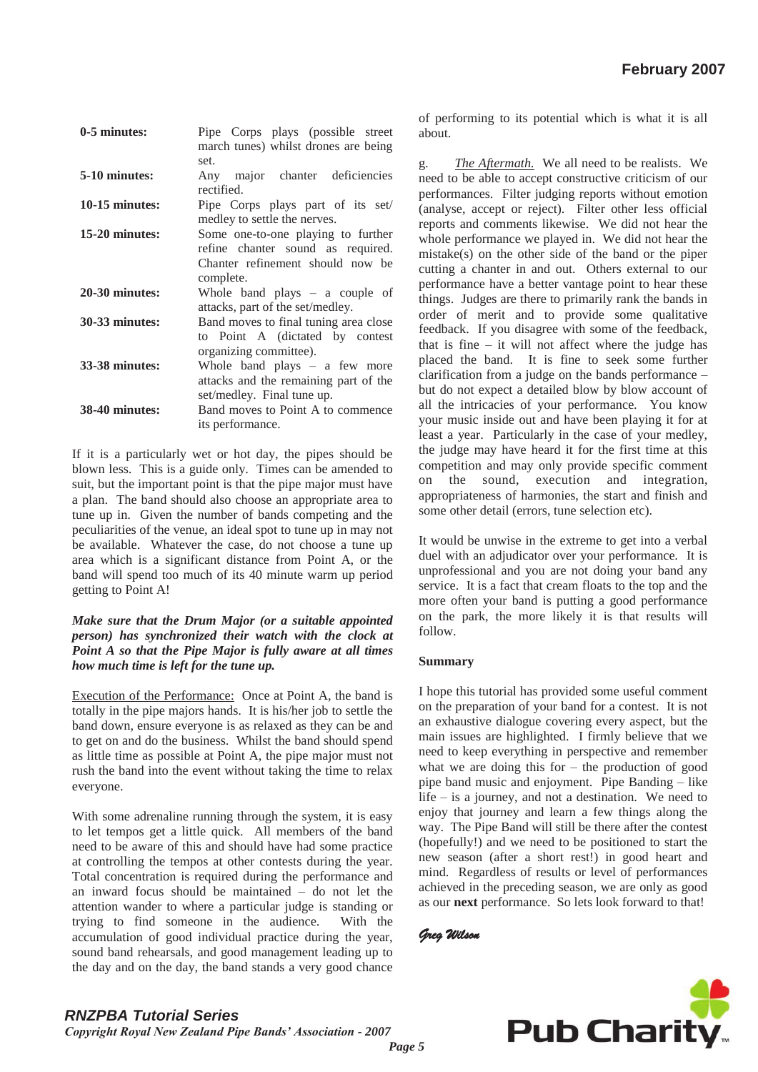| | |
|---|---|
| **0-5 minutes:** | Pipe Corps plays (possible street march tunes) whilst drones are being set. |
| **5-10 minutes:** | Any major chanter deficiencies rectified. |
| **10-15 minutes:** | Pipe Corps plays part of its set/ medley to settle the nerves. |
| **15-20 minutes:** | Some one-to-one playing to further refine chanter sound as required. Chanter refinement should now be complete. |
| **20-30 minutes:** | Whole band plays – a couple of attacks, part of the set/medley. |
| **30-33 minutes:** | Band moves to final tuning area close to Point A (dictated by contest organizing committee). |
| **33-38 minutes:** | Whole band plays – a few more attacks and the remaining part of the set/medley. Final tune up. |
| **38-40 minutes:** | Band moves to Point A to commence its performance. |

If it is a particularly wet or hot day, the pipes should be blown less. This is a guide only. Times can be amended to suit, but the important point is that the pipe major must have a plan. The band should also choose an appropriate area to tune up in. Given the number of bands competing and the peculiarities of the venue, an ideal spot to tune up in may not be available. Whatever the case, do not choose a tune up area which is a significant distance from Point A, or the band will spend too much of its 40 minute warm up period getting to Point A!

***Make sure that the Drum Major (or a suitable appointed person) has synchronized their watch with the clock at Point A so that the Pipe Major is fully aware at all times how much time is left for the tune up.***

Execution of the Performance: Once at Point A, the band is totally in the pipe majors hands. It is his/her job to settle the band down, ensure everyone is as relaxed as they can be and to get on and do the business. Whilst the band should spend as little time as possible at Point A, the pipe major must not rush the band into the event without taking the time to relax everyone.

With some adrenaline running through the system, it is easy to let tempos get a little quick. All members of the band need to be aware of this and should have had some practice at controlling the tempos at other contests during the year. Total concentration is required during the performance and an inward focus should be maintained – do not let the attention wander to where a particular judge is standing or trying to find someone in the audience. With the accumulation of good individual practice during the year, sound band rehearsals, and good management leading up to the day and on the day, the band stands a very good chance of performing to its potential which is what it is all about.

g. *The Aftermath.* We all need to be realists. We need to be able to accept constructive criticism of our performances. Filter judging reports without emotion (analyse, accept or reject). Filter other less official reports and comments likewise. We did not hear the whole performance we played in. We did not hear the mistake(s) on the other side of the band or the piper cutting a chanter in and out. Others external to our performance have a better vantage point to hear these things. Judges are there to primarily rank the bands in order of merit and to provide some qualitative feedback. If you disagree with some of the feedback, that is fine – it will not affect where the judge has placed the band. It is fine to seek some further clarification from a judge on the bands performance – but do not expect a detailed blow by blow account of all the intricacies of your performance. You know your music inside out and have been playing it for at least a year. Particularly in the case of your medley, the judge may have heard it for the first time at this competition and may only provide specific comment on the sound, execution and integration, appropriateness of harmonies, the start and finish and some other detail (errors, tune selection etc).

It would be unwise in the extreme to get into a verbal duel with an adjudicator over your performance. It is unprofessional and you are not doing your band any service. It is a fact that cream floats to the top and the more often your band is putting a good performance on the park, the more likely it is that results will follow.

**Summary**

I hope this tutorial has provided some useful comment on the preparation of your band for a contest. It is not an exhaustive dialogue covering every aspect, but the main issues are highlighted. I firmly believe that we need to keep everything in perspective and remember what we are doing this for – the production of good pipe band music and enjoyment. Pipe Banding – like life – is a journey, and not a destination. We need to enjoy that journey and learn a few things along the way. The Pipe Band will still be there after the contest (hopefully!) and we need to be positioned to start the new season (after a short rest!) in good heart and mind. Regardless of results or level of performances achieved in the preceding season, we are only as good as our **next** performance. So lets look forward to that!

*Greg Wilson*